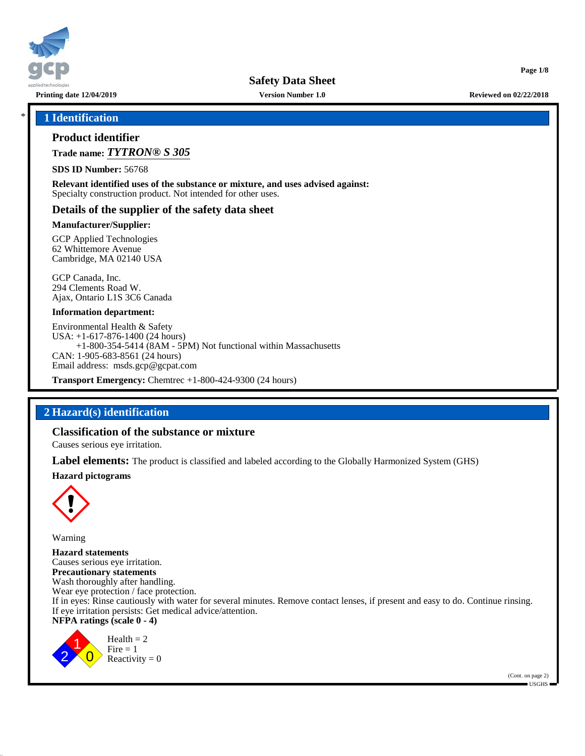# Safety Data Sheet

Printing date 12/04/2019 | Version Number 1.0 | Reviewed on 02/22/2018

## * 1 Identification

### Product identifier

**Trade name:** ***TYTRON® S 305***

**SDS ID Number:** 56768

**Relevant identified uses of the substance or mixture, and uses advised against:**
Specialty construction product. Not intended for other uses.

### Details of the supplier of the safety data sheet

**Manufacturer/Supplier:**

GCP Applied Technologies
62 Whittemore Avenue
Cambridge, MA 02140 USA

GCP Canada, Inc.
294 Clements Road W.
Ajax, Ontario L1S 3C6 Canada

**Information department:**

Environmental Health & Safety
USA: +1-617-876-1400 (24 hours)
+1-800-354-5414 (8AM - 5PM) Not functional within Massachusetts
CAN: 1-905-683-8561 (24 hours)
Email address: msds.gcp@gcpat.com

**Transport Emergency:** Chemtrec +1-800-424-9300 (24 hours)

## 2 Hazard(s) identification

### Classification of the substance or mixture

Causes serious eye irritation.

**Label elements:** The product is classified and labeled according to the Globally Harmonized System (GHS)

**Hazard pictograms**

Warning

**Hazard statements**
Causes serious eye irritation.
**Precautionary statements**
Wash thoroughly after handling.
Wear eye protection / face protection.
If in eyes: Rinse cautiously with water for several minutes. Remove contact lenses, if present and easy to do. Continue rinsing.
If eye irritation persists: Get medical advice/attention.
**NFPA ratings (scale 0 - 4)**

Health = 2
Fire = 1
Reactivity = 0

(Cont. on page 2)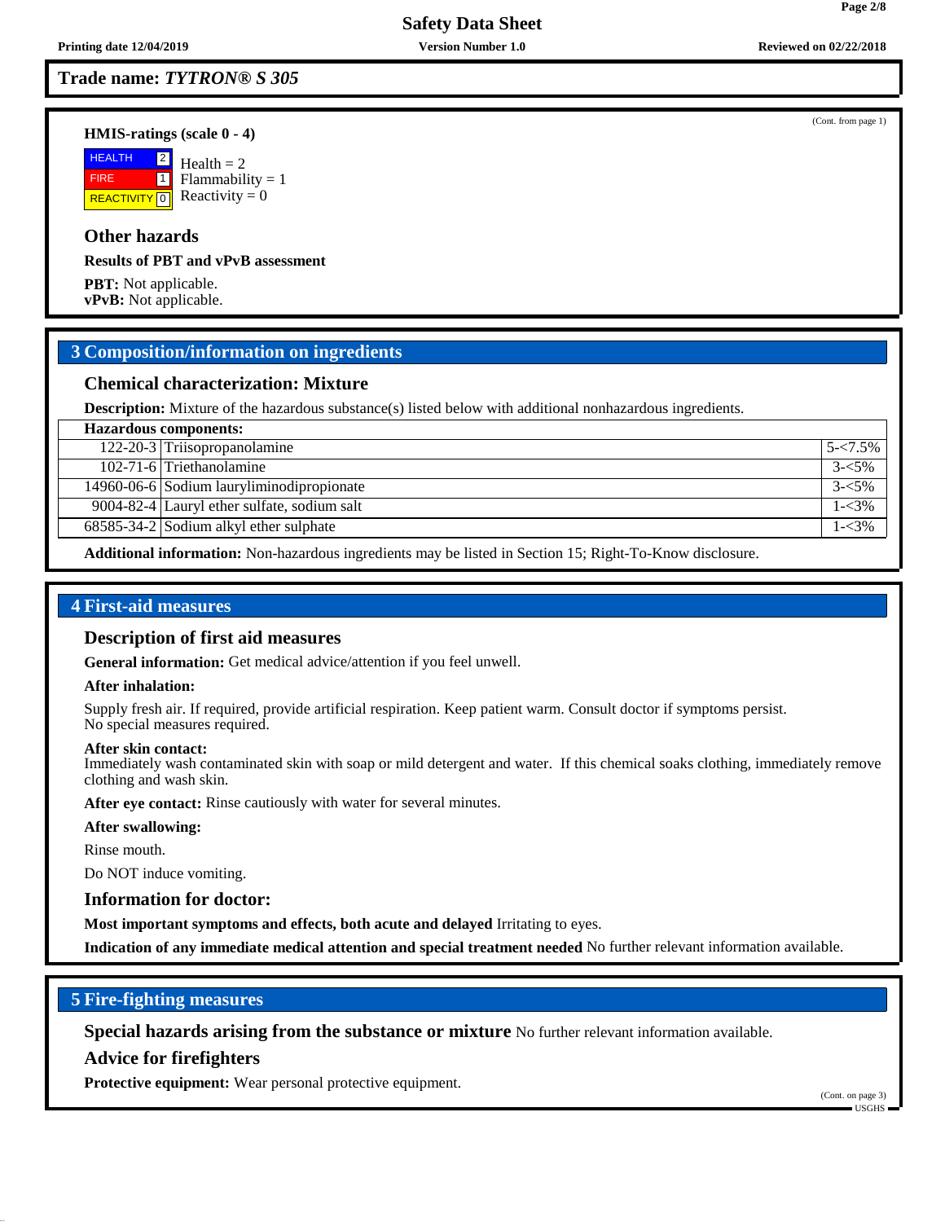Trade name: ***TYTRON® S 305***

(Cont. from page 1)

**HMIS-ratings (scale 0 - 4)**

| | |
|---|---|
| HEALTH | 2 |
| FIRE | 1 |
| REACTIVITY | 0 |

Health = 2
Flammability = 1
Reactivity = 0

### Other hazards

**Results of PBT and vPvB assessment**

**PBT:** Not applicable.
**vPvB:** Not applicable.

## 3 Composition/information on ingredients

### Chemical characterization: Mixture

**Description:** Mixture of the hazardous substance(s) listed below with additional nonhazardous ingredients.

| **Hazardous components:** | | |
|---|---|---|
| 122-20-3 | Triisopropanolamine | 5-<7.5% |
| 102-71-6 | Triethanolamine | 3-<5% |
| 14960-06-6 | Sodium lauryliminodipropionate | 3-<5% |
| 9004-82-4 | Lauryl ether sulfate, sodium salt | 1-<3% |
| 68585-34-2 | Sodium alkyl ether sulphate | 1-<3% |

**Additional information:** Non-hazardous ingredients may be listed in Section 15; Right-To-Know disclosure.

## 4 First-aid measures

### Description of first aid measures

**General information:** Get medical advice/attention if you feel unwell.

**After inhalation:**

Supply fresh air. If required, provide artificial respiration. Keep patient warm. Consult doctor if symptoms persist.
No special measures required.

**After skin contact:**
Immediately wash contaminated skin with soap or mild detergent and water. If this chemical soaks clothing, immediately remove clothing and wash skin.

**After eye contact:** Rinse cautiously with water for several minutes.

**After swallowing:**

Rinse mouth.

Do NOT induce vomiting.

### Information for doctor:

**Most important symptoms and effects, both acute and delayed** Irritating to eyes.

**Indication of any immediate medical attention and special treatment needed** No further relevant information available.

## 5 Fire-fighting measures

**Special hazards arising from the substance or mixture** No further relevant information available.

### Advice for firefighters

**Protective equipment:** Wear personal protective equipment.

(Cont. on page 3)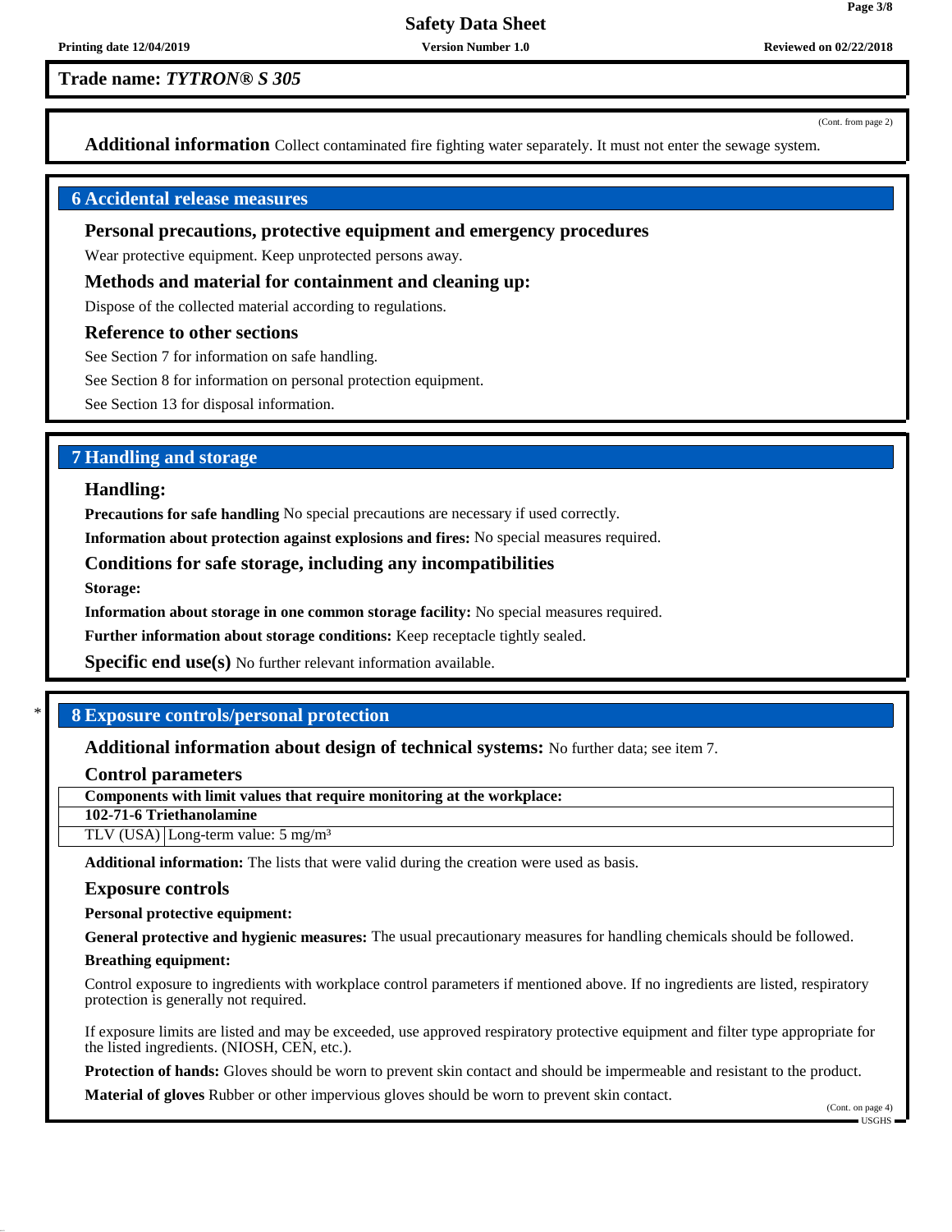Trade name: *TYTRON® S 305*

(Cont. from page 2)

**Additional information** Collect contaminated fire fighting water separately. It must not enter the sewage system.

## 6 Accidental release measures

### Personal precautions, protective equipment and emergency procedures

Wear protective equipment. Keep unprotected persons away.

### Methods and material for containment and cleaning up:

Dispose of the collected material according to regulations.

### Reference to other sections

See Section 7 for information on safe handling.

See Section 8 for information on personal protection equipment.

See Section 13 for disposal information.

## 7 Handling and storage

### Handling:

**Precautions for safe handling** No special precautions are necessary if used correctly.

**Information about protection against explosions and fires:** No special measures required.

### Conditions for safe storage, including any incompatibilities

**Storage:**

**Information about storage in one common storage facility:** No special measures required.

**Further information about storage conditions:** Keep receptacle tightly sealed.

**Specific end use(s)** No further relevant information available.

## * 8 Exposure controls/personal protection

**Additional information about design of technical systems:** No further data; see item 7.

### Control parameters

| Components with limit values that require monitoring at the workplace: | |
|---|---|
| **102-71-6 Triethanolamine** | |
| TLV (USA) | Long-term value: 5 mg/m³ |

**Additional information:** The lists that were valid during the creation were used as basis.

### Exposure controls

**Personal protective equipment:**

**General protective and hygienic measures:** The usual precautionary measures for handling chemicals should be followed.

**Breathing equipment:**

Control exposure to ingredients with workplace control parameters if mentioned above. If no ingredients are listed, respiratory protection is generally not required.

If exposure limits are listed and may be exceeded, use approved respiratory protective equipment and filter type appropriate for the listed ingredients. (NIOSH, CEN, etc.).

**Protection of hands:** Gloves should be worn to prevent skin contact and should be impermeable and resistant to the product.

**Material of gloves** Rubber or other impervious gloves should be worn to prevent skin contact.

(Cont. on page 4)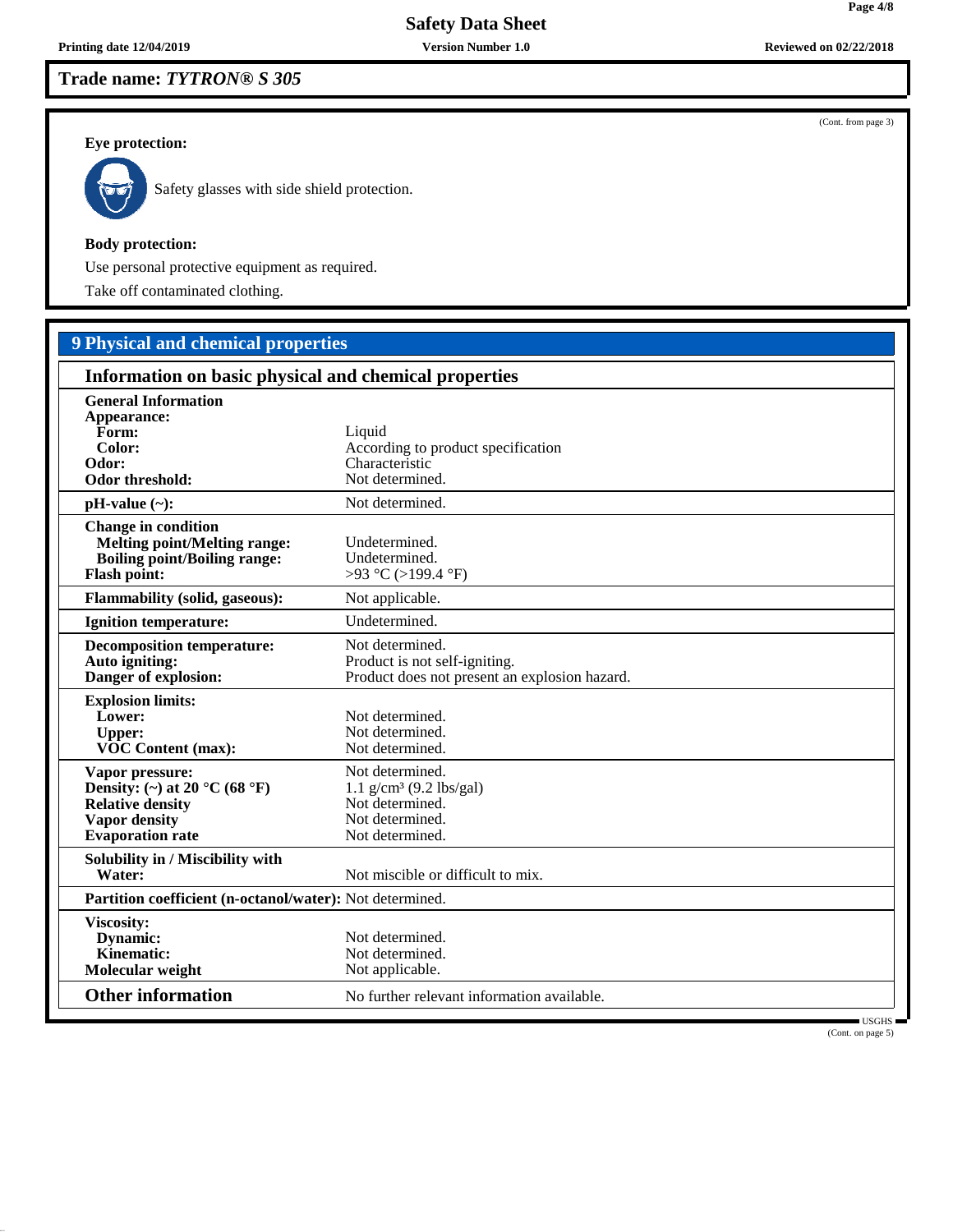**Trade name: *TYTRON® S 305***

(Cont. from page 3)

**Eye protection:**

Safety glasses with side shield protection.

**Body protection:**

Use personal protective equipment as required.

Take off contaminated clothing.

## 9 Physical and chemical properties

### Information on basic physical and chemical properties

| | |
|---|---|
| **General Information** | |
| **Appearance:** | |
| **Form:** | Liquid |
| **Color:** | According to product specification |
| **Odor:** | Characteristic |
| **Odor threshold:** | Not determined. |
| **pH-value (~):** | Not determined. |
| **Change in condition** | |
| **Melting point/Melting range:** | Undetermined. |
| **Boiling point/Boiling range:** | Undetermined. |
| **Flash point:** | >93 °C (>199.4 °F) |
| **Flammability (solid, gaseous):** | Not applicable. |
| **Ignition temperature:** | Undetermined. |
| **Decomposition temperature:** | Not determined. |
| **Auto igniting:** | Product is not self-igniting. |
| **Danger of explosion:** | Product does not present an explosion hazard. |
| **Explosion limits:** | |
| **Lower:** | Not determined. |
| **Upper:** | Not determined. |
| **VOC Content (max):** | Not determined. |
| **Vapor pressure:** | Not determined. |
| **Density: (~) at 20 °C (68 °F)** | 1.1 g/cm³ (9.2 lbs/gal) |
| **Relative density** | Not determined. |
| **Vapor density** | Not determined. |
| **Evaporation rate** | Not determined. |
| **Solubility in / Miscibility with** | |
| **Water:** | Not miscible or difficult to mix. |
| **Partition coefficient (n-octanol/water):** | Not determined. |
| **Viscosity:** | |
| **Dynamic:** | Not determined. |
| **Kinematic:** | Not determined. |
| **Molecular weight** | Not applicable. |
| **Other information** | No further relevant information available. |

(Cont. on page 5)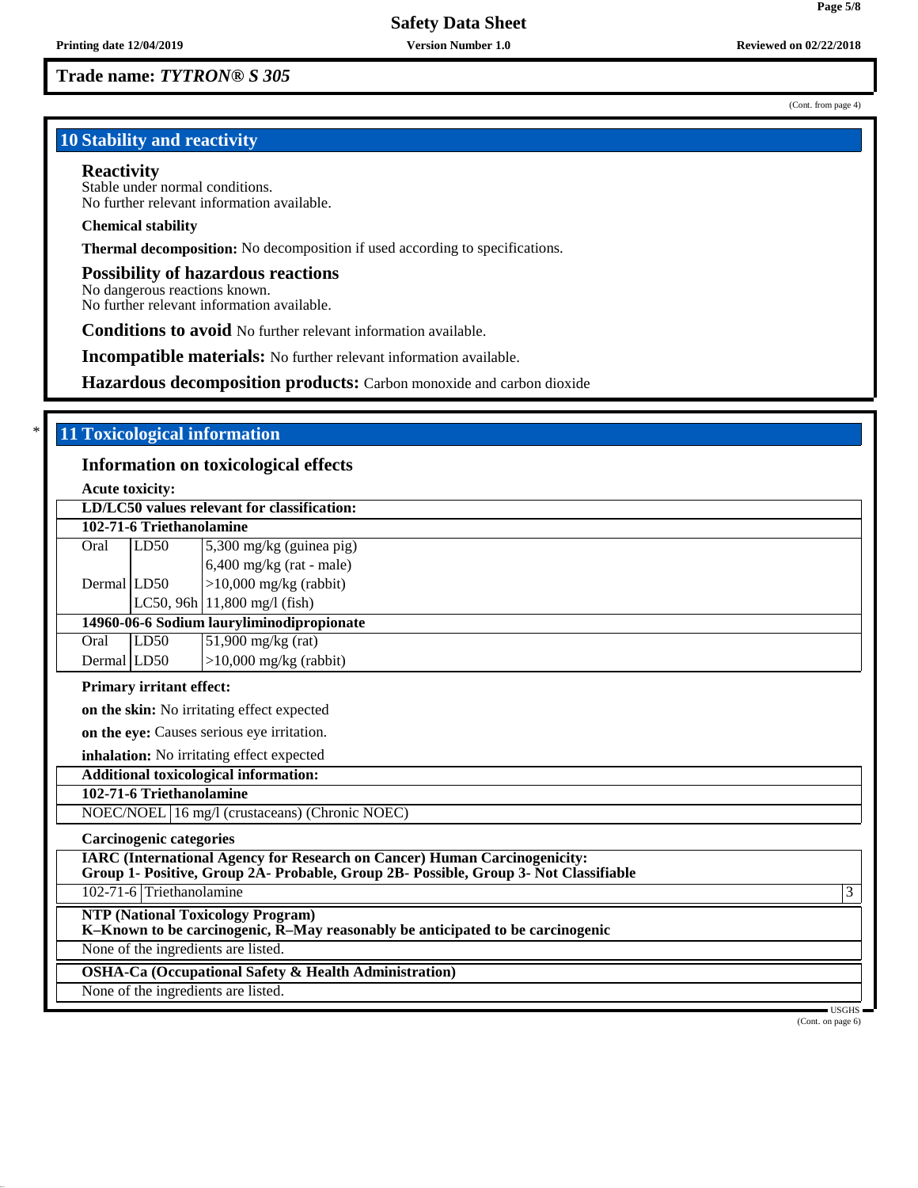**Trade name: *TYTRON® S 305***

(Cont. from page 4)

## 10 Stability and reactivity

### Reactivity

Stable under normal conditions.
No further relevant information available.

**Chemical stability**

**Thermal decomposition:** No decomposition if used according to specifications.

### Possibility of hazardous reactions

No dangerous reactions known.
No further relevant information available.

**Conditions to avoid** No further relevant information available.

**Incompatible materials:** No further relevant information available.

**Hazardous decomposition products:** Carbon monoxide and carbon dioxide

## * 11 Toxicological information

### Information on toxicological effects

**Acute toxicity:**

| **LD/LC50 values relevant for classification:** | | |
|---|---|---|
| **102-71-6 Triethanolamine** | | |
| Oral | LD50 | 5,300 mg/kg (guinea pig) |
| | | 6,400 mg/kg (rat - male) |
| Dermal | LD50 | >10,000 mg/kg (rabbit) |
| | LC50, 96h | 11,800 mg/l (fish) |
| **14960-06-6 Sodium lauryliminodipropionate** | | |
| Oral | LD50 | 51,900 mg/kg (rat) |
| Dermal | LD50 | >10,000 mg/kg (rabbit) |

**Primary irritant effect:**

**on the skin:** No irritating effect expected

**on the eye:** Causes serious eye irritation.

**inhalation:** No irritating effect expected

| **Additional toxicological information:** | |
|---|---|
| **102-71-6 Triethanolamine** | |
| NOEC/NOEL | 16 mg/l (crustaceans) (Chronic NOEC) |

**Carcinogenic categories**

| **IARC (International Agency for Research on Cancer) Human Carcinogenicity: Group 1- Positive, Group 2A- Probable, Group 2B- Possible, Group 3- Not Classifiable** | | |
|---|---|---|
| 102-71-6 | Triethanolamine | 3 |

| **NTP (National Toxicology Program) K–Known to be carcinogenic, R–May reasonably be anticipated to be carcinogenic** |
|---|
| None of the ingredients are listed. |

| **OSHA-Ca (Occupational Safety & Health Administration)** |
|---|
| None of the ingredients are listed. |

USGHS

(Cont. on page 6)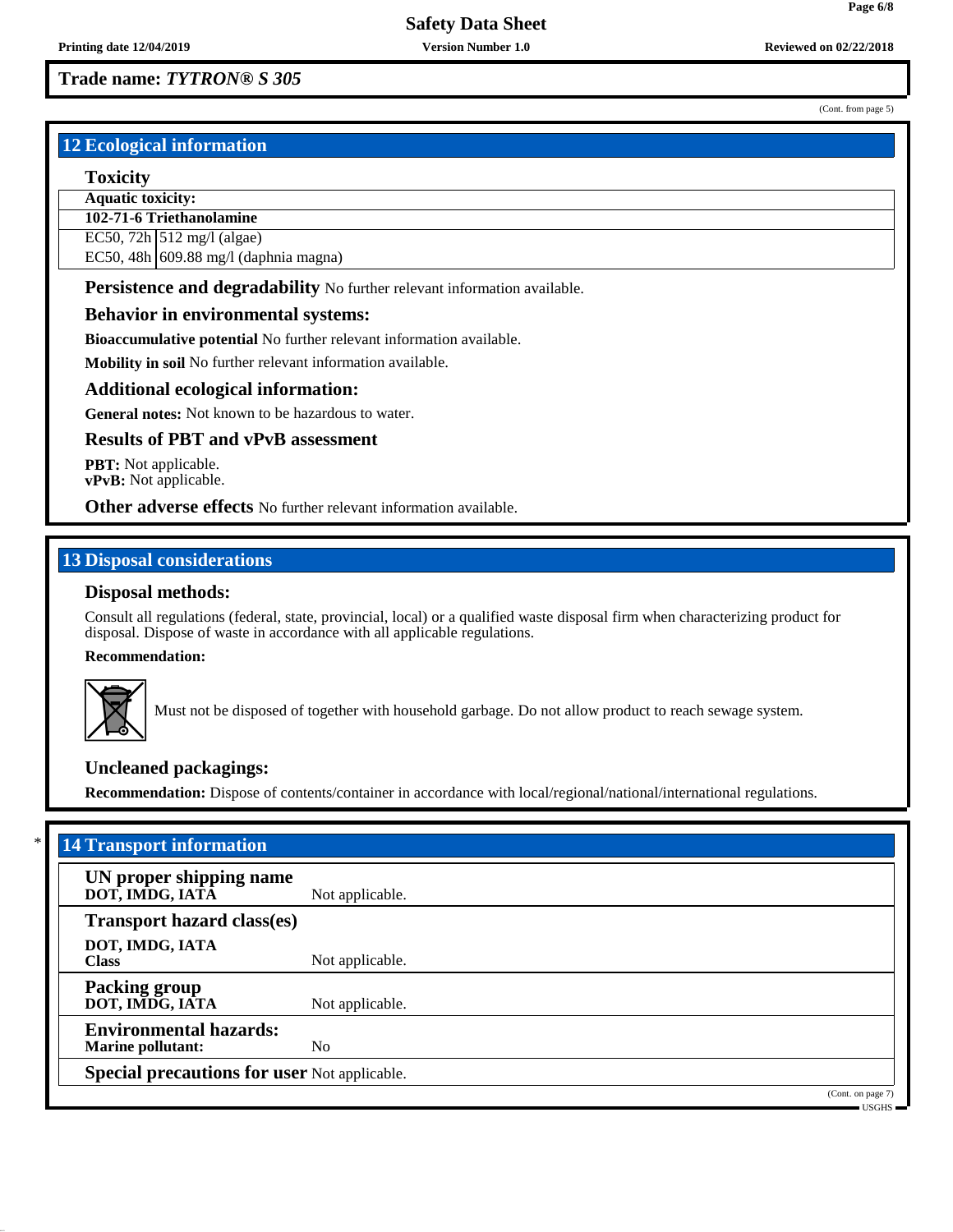**Trade name: *TYTRON® S 305***

(Cont. from page 5)

## 12 Ecological information

### Toxicity

| **Aquatic toxicity:** | |
|---|---|
| **102-71-6 Triethanolamine** | |
| EC50, 72h | 512 mg/l (algae) |
| EC50, 48h | 609.88 mg/l (daphnia magna) |

**Persistence and degradability** No further relevant information available.

### Behavior in environmental systems:

**Bioaccumulative potential** No further relevant information available.

**Mobility in soil** No further relevant information available.

### Additional ecological information:

**General notes:** Not known to be hazardous to water.

### Results of PBT and vPvB assessment

**PBT:** Not applicable.
**vPvB:** Not applicable.

**Other adverse effects** No further relevant information available.

## 13 Disposal considerations

### Disposal methods:

Consult all regulations (federal, state, provincial, local) or a qualified waste disposal firm when characterizing product for disposal. Dispose of waste in accordance with all applicable regulations.

**Recommendation:**

Must not be disposed of together with household garbage. Do not allow product to reach sewage system.

### Uncleaned packagings:

**Recommendation:** Dispose of contents/container in accordance with local/regional/national/international regulations.

## * 14 Transport information

| | |
|---|---|
| **UN proper shipping name**<br>**DOT, IMDG, IATA** | Not applicable. |
| **Transport hazard class(es)** | |
| **DOT, IMDG, IATA**<br>**Class** | Not applicable. |
| **Packing group**<br>**DOT, IMDG, IATA** | Not applicable. |
| **Environmental hazards:**<br>**Marine pollutant:** | No |
| **Special precautions for user** | Not applicable. |

(Cont. on page 7)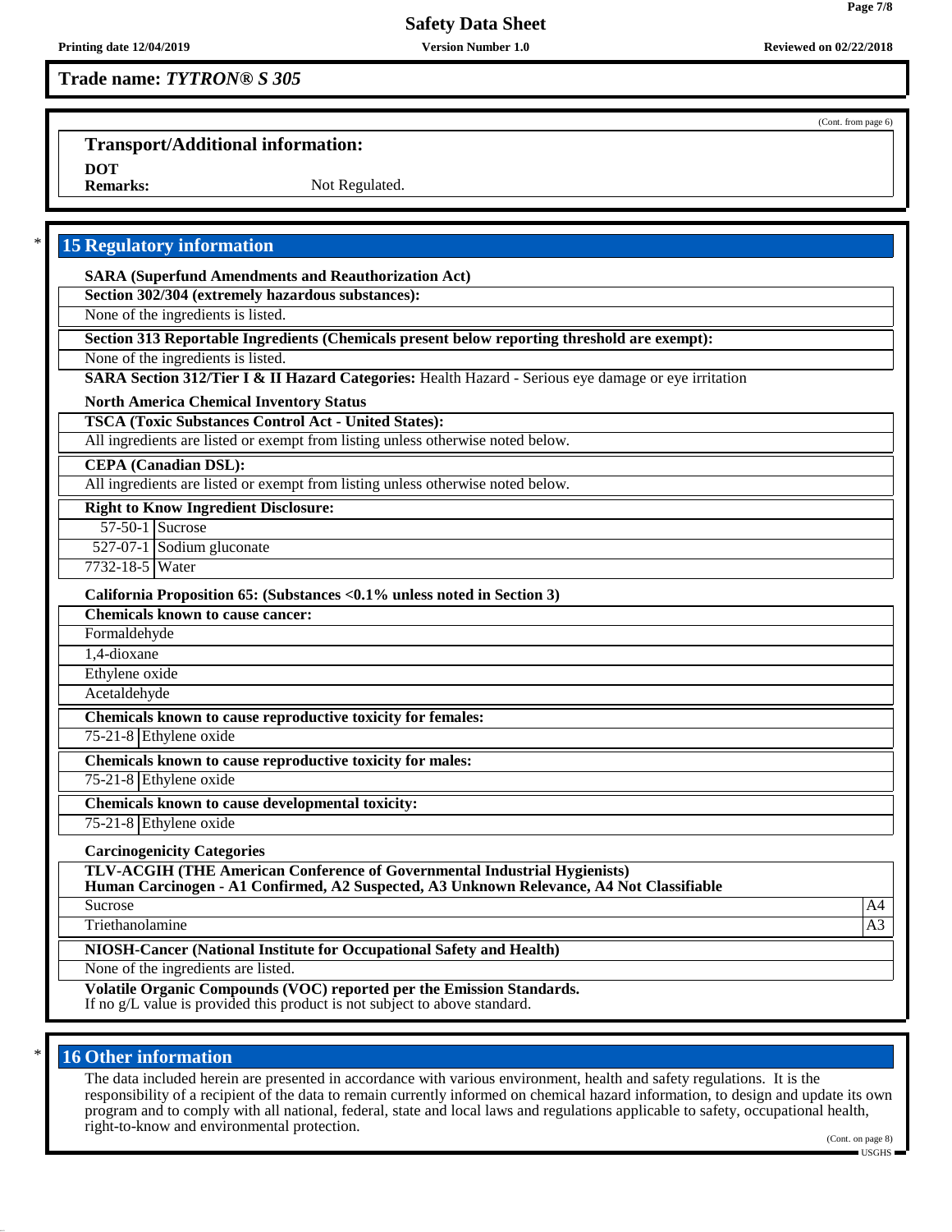**Trade name: *TYTRON® S 305***

(Cont. from page 6)

### Transport/Additional information:

**DOT**

**Remarks:** Not Regulated.

## 15 Regulatory information

**SARA (Superfund Amendments and Reauthorization Act)**

**Section 302/304 (extremely hazardous substances):**

None of the ingredients is listed.

**Section 313 Reportable Ingredients (Chemicals present below reporting threshold are exempt):**

None of the ingredients is listed.

**SARA Section 312/Tier I & II Hazard Categories:** Health Hazard - Serious eye damage or eye irritation

**North America Chemical Inventory Status**

**TSCA (Toxic Substances Control Act - United States):**

All ingredients are listed or exempt from listing unless otherwise noted below.

**CEPA (Canadian DSL):**

All ingredients are listed or exempt from listing unless otherwise noted below.

**Right to Know Ingredient Disclosure:**

| | |
|---|---|
| 57-50-1 | Sucrose |
| 527-07-1 | Sodium gluconate |
| 7732-18-5 | Water |

**California Proposition 65: (Substances <0.1% unless noted in Section 3)**

**Chemicals known to cause cancer:**

Formaldehyde

1,4-dioxane

Ethylene oxide

Acetaldehyde

**Chemicals known to cause reproductive toxicity for females:**

| | |
|---|---|
| 75-21-8 | Ethylene oxide |

**Chemicals known to cause reproductive toxicity for males:**

| | |
|---|---|
| 75-21-8 | Ethylene oxide |

**Chemicals known to cause developmental toxicity:**

| | |
|---|---|
| 75-21-8 | Ethylene oxide |

**Carcinogenicity Categories**

**TLV-ACGIH (THE American Conference of Governmental Industrial Hygienists)**
**Human Carcinogen - A1 Confirmed, A2 Suspected, A3 Unknown Relevance, A4 Not Classifiable**

| | |
|---|---|
| Sucrose | A4 |
| Triethanolamine | A3 |

**NIOSH-Cancer (National Institute for Occupational Safety and Health)**

None of the ingredients are listed.

**Volatile Organic Compounds (VOC) reported per the Emission Standards.**
If no g/L value is provided this product is not subject to above standard.

## 16 Other information

The data included herein are presented in accordance with various environment, health and safety regulations. It is the responsibility of a recipient of the data to remain currently informed on chemical hazard information, to design and update its own program and to comply with all national, federal, state and local laws and regulations applicable to safety, occupational health, right-to-know and environmental protection.

(Cont. on page 8)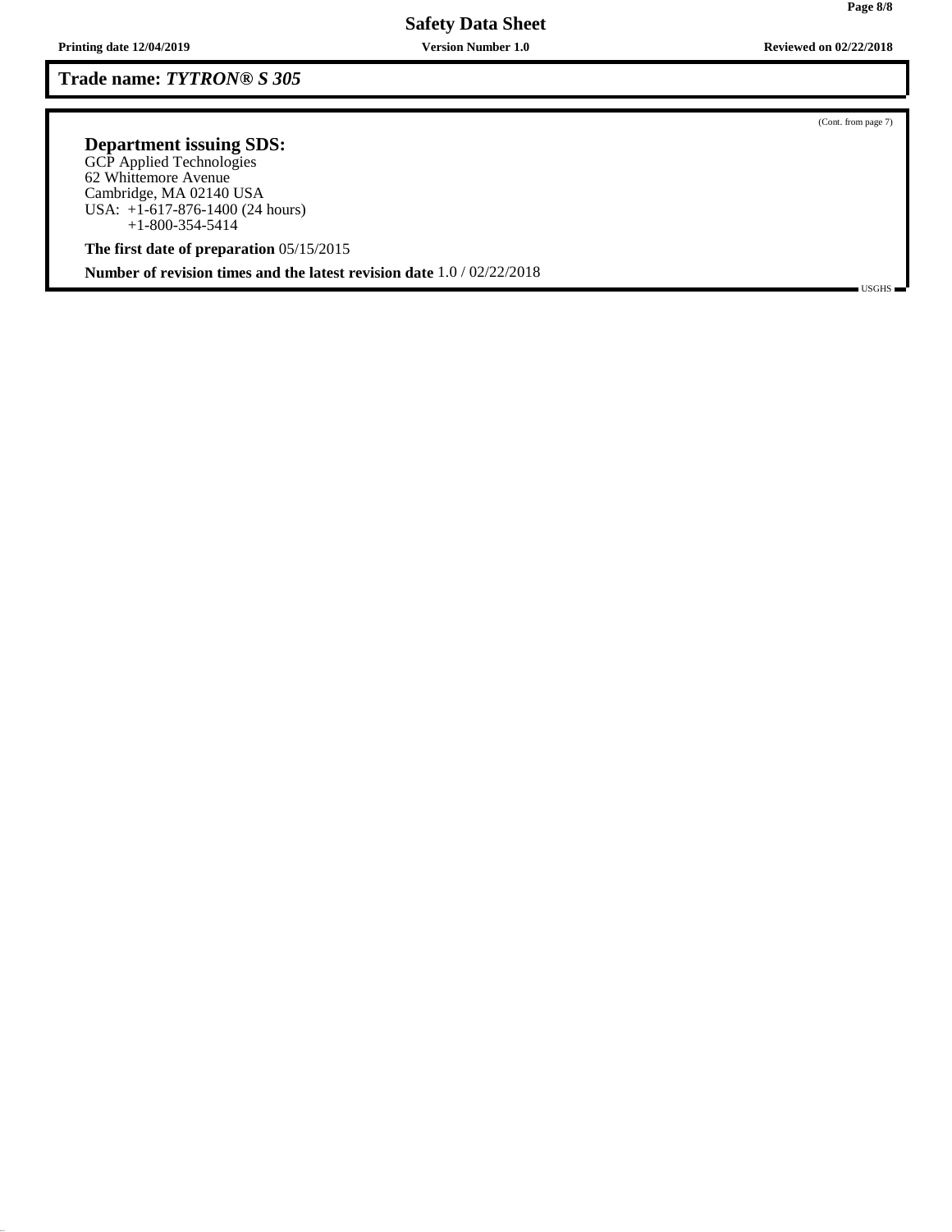**Trade name: *TYTRON® S 305***

(Cont. from page 7)

## Department issuing SDS:

GCP Applied Technologies
62 Whittemore Avenue
Cambridge, MA 02140 USA
USA: +1-617-876-1400 (24 hours)
+1-800-354-5414

**The first date of preparation** 05/15/2015

**Number of revision times and the latest revision date** 1.0 / 02/22/2018

USGHS